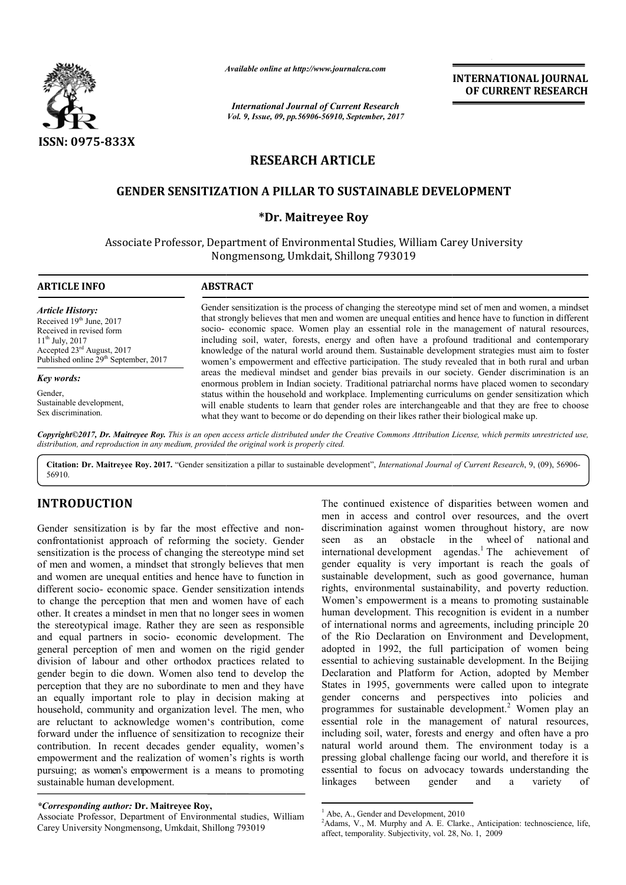# RESEARCH ARTICLE

## GENDER SENSITIZATION A PILLAR TO SUSTAINABLE DEVELOPMENT

**\*Dr. Maitreyee Roy**

Associate Professor, Department of Environmental Studies, William Carey University Nongmensong, Umkdait, Shillong 793019

### ARTICLE INFO

*Article History:*
Received 19th June, 2017
Received in revised form
11th July, 2017
Accepted 23rd August, 2017
Published online 29th September, 2017

*Key words:*
Gender,
Sustainable development,
Sex discrimination.

### ABSTRACT

Gender sensitization is the process of changing the stereotype mind set of men and women, a mindset that strongly believes that men and women are unequal entities and hence have to function in different socio- economic space. Women play an essential role in the management of natural resources, including soil, water, forests, energy and often have a profound traditional and contemporary knowledge of the natural world around them. Sustainable development strategies must aim to foster women's empowerment and effective participation. The study revealed that in both rural and urban areas the medieval mindset and gender bias prevails in our society. Gender discrimination is an enormous problem in Indian society. Traditional patriarchal norms have placed women to secondary status within the household and workplace. Implementing curriculums on gender sensitization which will enable students to learn that gender roles are interchangeable and that they are free to choose what they want to become or do depending on their likes rather their biological make up.

*Copyright©2017, Dr. Maitreyee Roy. This is an open access article distributed under the Creative Commons Attribution License, which permits unrestricted use, distribution, and reproduction in any medium, provided the original work is properly cited.*

**Citation: Dr. Maitreyee Roy. 2017.** "Gender sensitization a pillar to sustainable development", *International Journal of Current Research*, 9, (09), 56906-56910.

## INTRODUCTION

Gender sensitization is by far the most effective and non-confrontationist approach of reforming the society. Gender sensitization is the process of changing the stereotype mind set of men and women, a mindset that strongly believes that men and women are unequal entities and hence have to function in different socio- economic space. Gender sensitization intends to change the perception that men and women have of each other. It creates a mindset in men that no longer sees in women the stereotypical image. Rather they are seen as responsible and equal partners in socio- economic development. The general perception of men and women on the rigid gender division of labour and other orthodox practices related to gender begin to die down. Women also tend to develop the perception that they are no subordinate to men and they have an equally important role to play in decision making at household, community and organization level. The men, who are reluctant to acknowledge women's contribution, come forward under the influence of sensitization to recognize their contribution. In recent decades gender equality, women's empowerment and the realization of women's rights is worth pursuing; as women's empowerment is a means to promoting sustainable human development.

The continued existence of disparities between women and men in access and control over resources, and the overt discrimination against women throughout history, are now seen as an obstacle in the wheel of national and international development agendas.[1] The achievement of gender equality is very important is reach the goals of sustainable development, such as good governance, human rights, environmental sustainability, and poverty reduction. Women's empowerment is a means to promoting sustainable human development. This recognition is evident in a number of international norms and agreements, including principle 20 of the Rio Declaration on Environment and Development, adopted in 1992, the full participation of women being essential to achieving sustainable development. In the Beijing Declaration and Platform for Action, adopted by Member States in 1995, governments were called upon to integrate gender concerns and perspectives into policies and programmes for sustainable development.[2] Women play an essential role in the management of natural resources, including soil, water, forests and energy and often have a pro natural world around them. The environment today is a pressing global challenge facing our world, and therefore it is essential to focus on advocacy towards understanding the linkages between gender and a variety of

---

\*Corresponding author: **Dr. Maitreyee Roy,**
Associate Professor, Department of Environmental studies, William Carey University Nongmensong, Umkdait, Shillong 793019

[1] Abe, A., Gender and Development, 2010
[2] Adams, V., M. Murphy and A. E. Clarke., Anticipation: technoscience, life, affect, temporality. Subjectivity, vol. 28, No. 1, 2009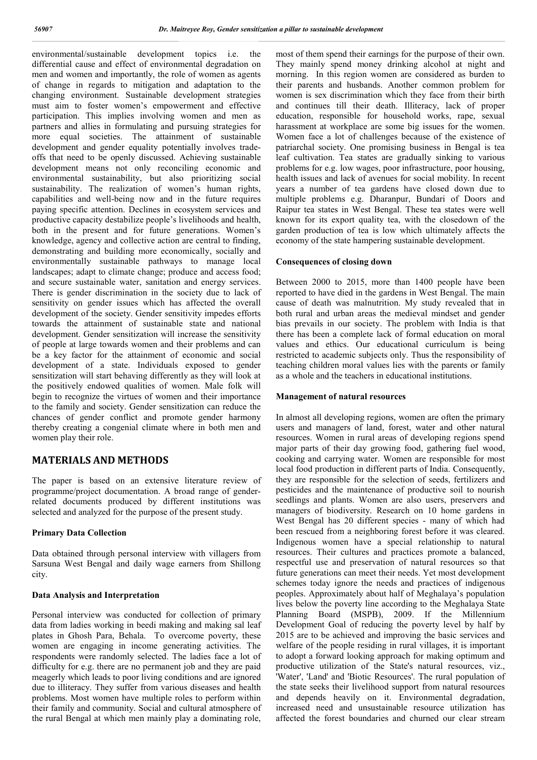environmental/sustainable development topics i.e. the differential cause and effect of environmental degradation on men and women and importantly, the role of women as agents of change in regards to mitigation and adaptation to the changing environment. Sustainable development strategies must aim to foster women's empowerment and effective participation. This implies involving women and men as partners and allies in formulating and pursuing strategies for more equal societies. The attainment of sustainable development and gender equality potentially involves trade-offs that need to be openly discussed. Achieving sustainable development means not only reconciling economic and environmental sustainability, but also prioritizing social sustainability. The realization of women's human rights, capabilities and well-being now and in the future requires paying specific attention. Declines in ecosystem services and productive capacity destabilize people's livelihoods and health, both in the present and for future generations. Women's knowledge, agency and collective action are central to finding, demonstrating and building more economically, socially and environmentally sustainable pathways to manage local landscapes; adapt to climate change; produce and access food; and secure sustainable water, sanitation and energy services. There is gender discrimination in the society due to lack of sensitivity on gender issues which has affected the overall development of the society. Gender sensitivity impedes efforts towards the attainment of sustainable state and national development. Gender sensitization will increase the sensitivity of people at large towards women and their problems and can be a key factor for the attainment of economic and social development of a state. Individuals exposed to gender sensitization will start behaving differently as they will look at the positively endowed qualities of women. Male folk will begin to recognize the virtues of women and their importance to the family and society. Gender sensitization can reduce the chances of gender conflict and promote gender harmony thereby creating a congenial climate where in both men and women play their role.

## MATERIALS AND METHODS

The paper is based on an extensive literature review of programme/project documentation. A broad range of gender-related documents produced by different institutions was selected and analyzed for the purpose of the present study.

### Primary Data Collection

Data obtained through personal interview with villagers from Sarsuna West Bengal and daily wage earners from Shillong city.

### Data Analysis and Interpretation

Personal interview was conducted for collection of primary data from ladies working in beedi making and making sal leaf plates in Ghosh Para, Behala. To overcome poverty, these women are engaging in income generating activities. The respondents were randomly selected. The ladies face a lot of difficulty for e.g. there are no permanent job and they are paid meagerly which leads to poor living conditions and are ignored due to illiteracy. They suffer from various diseases and health problems. Most women have multiple roles to perform within their family and community. Social and cultural atmosphere of the rural Bengal at which men mainly play a dominating role, most of them spend their earnings for the purpose of their own. They mainly spend money drinking alcohol at night and morning. In this region women are considered as burden to their parents and husbands. Another common problem for women is sex discrimination which they face from their birth and continues till their death. Illiteracy, lack of proper education, responsible for household works, rape, sexual harassment at workplace are some big issues for the women. Women face a lot of challenges because of the existence of patriarchal society. One promising business in Bengal is tea leaf cultivation. Tea states are gradually sinking to various problems for e.g. low wages, poor infrastructure, poor housing, health issues and lack of avenues for social mobility. In recent years a number of tea gardens have closed down due to multiple problems e.g. Dharanpur, Bundari of Doors and Raipur tea states in West Bengal. These tea states were well known for its export quality tea, with the closedown of the garden production of tea is low which ultimately affects the economy of the state hampering sustainable development.

### Consequences of closing down

Between 2000 to 2015, more than 1400 people have been reported to have died in the gardens in West Bengal. The main cause of death was malnutrition. My study revealed that in both rural and urban areas the medieval mindset and gender bias prevails in our society. The problem with India is that there has been a complete lack of formal education on moral values and ethics. Our educational curriculum is being restricted to academic subjects only. Thus the responsibility of teaching children moral values lies with the parents or family as a whole and the teachers in educational institutions.

### Management of natural resources

In almost all developing regions, women are often the primary users and managers of land, forest, water and other natural resources. Women in rural areas of developing regions spend major parts of their day growing food, gathering fuel wood, cooking and carrying water. Women are responsible for most local food production in different parts of India. Consequently, they are responsible for the selection of seeds, fertilizers and pesticides and the maintenance of productive soil to nourish seedlings and plants. Women are also users, preservers and managers of biodiversity. Research on 10 home gardens in West Bengal has 20 different species - many of which had been rescued from a neighboring forest before it was cleared. Indigenous women have a special relationship to natural resources. Their cultures and practices promote a balanced, respectful use and preservation of natural resources so that future generations can meet their needs. Yet most development schemes today ignore the needs and practices of indigenous peoples. Approximately about half of Meghalaya's population lives below the poverty line according to the Meghalaya State Planning Board (MSPB), 2009. If the Millennium Development Goal of reducing the poverty level by half by 2015 are to be achieved and improving the basic services and welfare of the people residing in rural villages, it is important to adopt a forward looking approach for making optimum and productive utilization of the State's natural resources, viz., 'Water', 'Land' and 'Biotic Resources'. The rural population of the state seeks their livelihood support from natural resources and depends heavily on it. Environmental degradation, increased need and unsustainable resource utilization has affected the forest boundaries and churned our clear stream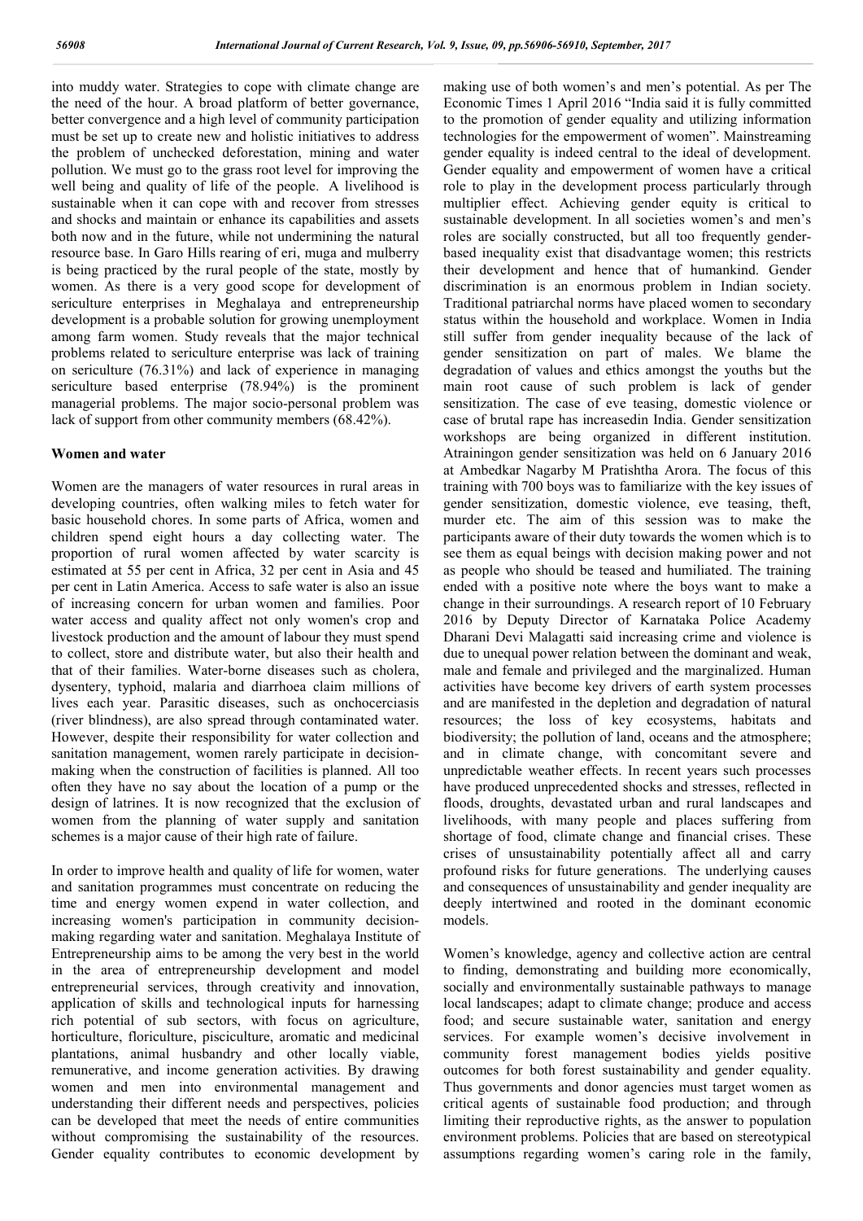into muddy water. Strategies to cope with climate change are the need of the hour. A broad platform of better governance, better convergence and a high level of community participation must be set up to create new and holistic initiatives to address the problem of unchecked deforestation, mining and water pollution. We must go to the grass root level for improving the well being and quality of life of the people. A livelihood is sustainable when it can cope with and recover from stresses and shocks and maintain or enhance its capabilities and assets both now and in the future, while not undermining the natural resource base. In Garo Hills rearing of eri, muga and mulberry is being practiced by the rural people of the state, mostly by women. As there is a very good scope for development of sericulture enterprises in Meghalaya and entrepreneurship development is a probable solution for growing unemployment among farm women. Study reveals that the major technical problems related to sericulture enterprise was lack of training on sericulture (76.31%) and lack of experience in managing sericulture based enterprise (78.94%) is the prominent managerial problems. The major socio-personal problem was lack of support from other community members (68.42%).

## Women and water

Women are the managers of water resources in rural areas in developing countries, often walking miles to fetch water for basic household chores. In some parts of Africa, women and children spend eight hours a day collecting water. The proportion of rural women affected by water scarcity is estimated at 55 per cent in Africa, 32 per cent in Asia and 45 per cent in Latin America. Access to safe water is also an issue of increasing concern for urban women and families. Poor water access and quality affect not only women's crop and livestock production and the amount of labour they must spend to collect, store and distribute water, but also their health and that of their families. Water-borne diseases such as cholera, dysentery, typhoid, malaria and diarrhoea claim millions of lives each year. Parasitic diseases, such as onchocerciasis (river blindness), are also spread through contaminated water. However, despite their responsibility for water collection and sanitation management, women rarely participate in decision-making when the construction of facilities is planned. All too often they have no say about the location of a pump or the design of latrines. It is now recognized that the exclusion of women from the planning of water supply and sanitation schemes is a major cause of their high rate of failure.

In order to improve health and quality of life for women, water and sanitation programmes must concentrate on reducing the time and energy women expend in water collection, and increasing women's participation in community decision-making regarding water and sanitation. Meghalaya Institute of Entrepreneurship aims to be among the very best in the world in the area of entrepreneurship development and model entrepreneurial services, through creativity and innovation, application of skills and technological inputs for harnessing rich potential of sub sectors, with focus on agriculture, horticulture, floriculture, pisciculture, aromatic and medicinal plantations, animal husbandry and other locally viable, remunerative, and income generation activities. By drawing women and men into environmental management and understanding their different needs and perspectives, policies can be developed that meet the needs of entire communities without compromising the sustainability of the resources. Gender equality contributes to economic development by making use of both women's and men's potential. As per The Economic Times 1 April 2016 "India said it is fully committed to the promotion of gender equality and utilizing information technologies for the empowerment of women". Mainstreaming gender equality is indeed central to the ideal of development. Gender equality and empowerment of women have a critical role to play in the development process particularly through multiplier effect. Achieving gender equity is critical to sustainable development. In all societies women's and men's roles are socially constructed, but all too frequently gender-based inequality exist that disadvantage women; this restricts their development and hence that of humankind. Gender discrimination is an enormous problem in Indian society. Traditional patriarchal norms have placed women to secondary status within the household and workplace. Women in India still suffer from gender inequality because of the lack of gender sensitization on part of males. We blame the degradation of values and ethics amongst the youths but the main root cause of such problem is lack of gender sensitization. The case of eve teasing, domestic violence or case of brutal rape has increasedin India. Gender sensitization workshops are being organized in different institution. Atrainingon gender sensitization was held on 6 January 2016 at Ambedkar Nagarby M Pratishtha Arora. The focus of this training with 700 boys was to familiarize with the key issues of gender sensitization, domestic violence, eve teasing, theft, murder etc. The aim of this session was to make the participants aware of their duty towards the women which is to see them as equal beings with decision making power and not as people who should be teased and humiliated. The training ended with a positive note where the boys want to make a change in their surroundings. A research report of 10 February 2016 by Deputy Director of Karnataka Police Academy Dharani Devi Malagatti said increasing crime and violence is due to unequal power relation between the dominant and weak, male and female and privileged and the marginalized. Human activities have become key drivers of earth system processes and are manifested in the depletion and degradation of natural resources; the loss of key ecosystems, habitats and biodiversity; the pollution of land, oceans and the atmosphere; and in climate change, with concomitant severe and unpredictable weather effects. In recent years such processes have produced unprecedented shocks and stresses, reflected in floods, droughts, devastated urban and rural landscapes and livelihoods, with many people and places suffering from shortage of food, climate change and financial crises. These crises of unsustainability potentially affect all and carry profound risks for future generations. The underlying causes and consequences of unsustainability and gender inequality are deeply intertwined and rooted in the dominant economic models.

Women's knowledge, agency and collective action are central to finding, demonstrating and building more economically, socially and environmentally sustainable pathways to manage local landscapes; adapt to climate change; produce and access food; and secure sustainable water, sanitation and energy services. For example women's decisive involvement in community forest management bodies yields positive outcomes for both forest sustainability and gender equality. Thus governments and donor agencies must target women as critical agents of sustainable food production; and through limiting their reproductive rights, as the answer to population environment problems. Policies that are based on stereotypical assumptions regarding women's caring role in the family,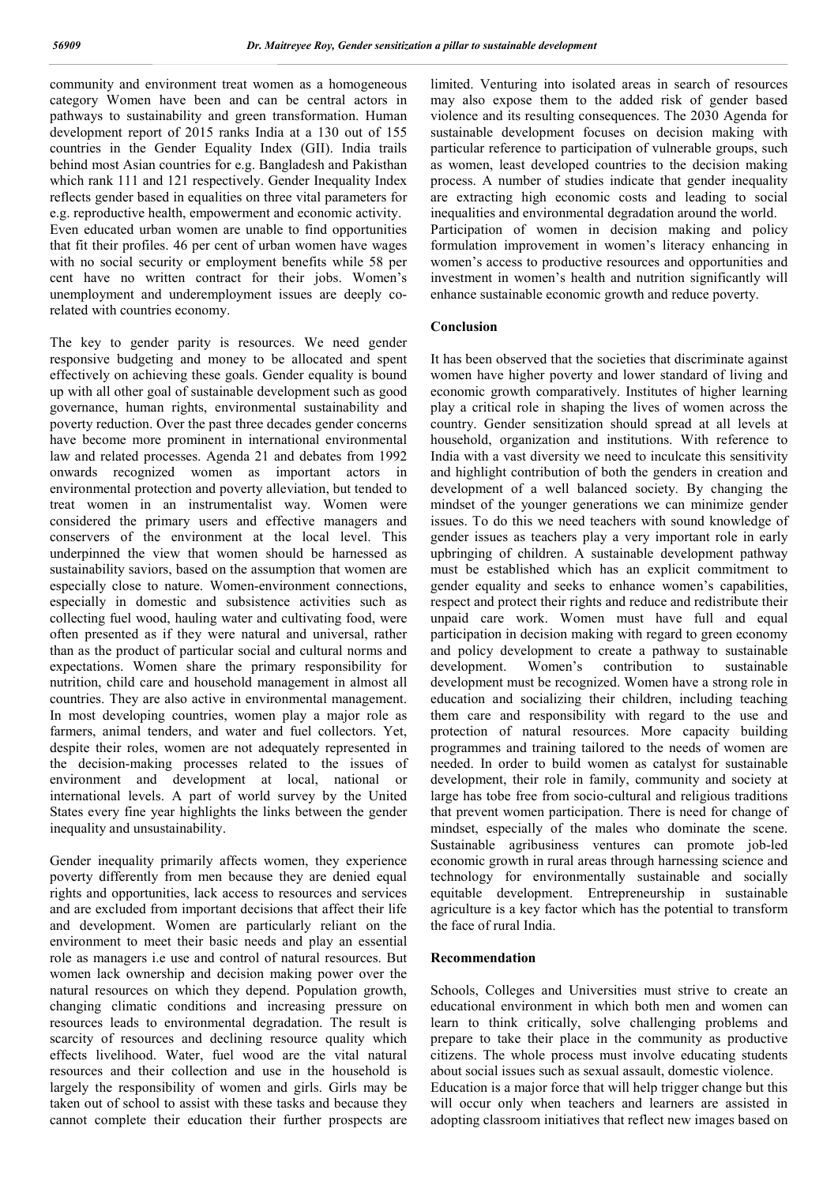community and environment treat women as a homogeneous category Women have been and can be central actors in pathways to sustainability and green transformation. Human development report of 2015 ranks India at a 130 out of 155 countries in the Gender Equality Index (GII). India trails behind most Asian countries for e.g. Bangladesh and Pakisthan which rank 111 and 121 respectively. Gender Inequality Index reflects gender based in equalities on three vital parameters for e.g. reproductive health, empowerment and economic activity. Even educated urban women are unable to find opportunities that fit their profiles. 46 per cent of urban women have wages with no social security or employment benefits while 58 per cent have no written contract for their jobs. Women's unemployment and underemployment issues are deeply co-related with countries economy.

The key to gender parity is resources. We need gender responsive budgeting and money to be allocated and spent effectively on achieving these goals. Gender equality is bound up with all other goal of sustainable development such as good governance, human rights, environmental sustainability and poverty reduction. Over the past three decades gender concerns have become more prominent in international environmental law and related processes. Agenda 21 and debates from 1992 onwards recognized women as important actors in environmental protection and poverty alleviation, but tended to treat women in an instrumentalist way. Women were considered the primary users and effective managers and conservers of the environment at the local level. This underpinned the view that women should be harnessed as sustainability saviors, based on the assumption that women are especially close to nature. Women-environment connections, especially in domestic and subsistence activities such as collecting fuel wood, hauling water and cultivating food, were often presented as if they were natural and universal, rather than as the product of particular social and cultural norms and expectations. Women share the primary responsibility for nutrition, child care and household management in almost all countries. They are also active in environmental management. In most developing countries, women play a major role as farmers, animal tenders, and water and fuel collectors. Yet, despite their roles, women are not adequately represented in the decision-making processes related to the issues of environment and development at local, national or international levels. A part of world survey by the United States every fine year highlights the links between the gender inequality and unsustainability.

Gender inequality primarily affects women, they experience poverty differently from men because they are denied equal rights and opportunities, lack access to resources and services and are excluded from important decisions that affect their life and development. Women are particularly reliant on the environment to meet their basic needs and play an essential role as managers i.e use and control of natural resources. But women lack ownership and decision making power over the natural resources on which they depend. Population growth, changing climatic conditions and increasing pressure on resources leads to environmental degradation. The result is scarcity of resources and declining resource quality which effects livelihood. Water, fuel wood are the vital natural resources and their collection and use in the household is largely the responsibility of women and girls. Girls may be taken out of school to assist with these tasks and because they cannot complete their education their further prospects are limited. Venturing into isolated areas in search of resources may also expose them to the added risk of gender based violence and its resulting consequences. The 2030 Agenda for sustainable development focuses on decision making with particular reference to participation of vulnerable groups, such as women, least developed countries to the decision making process. A number of studies indicate that gender inequality are extracting high economic costs and leading to social inequalities and environmental degradation around the world. Participation of women in decision making and policy formulation improvement in women's literacy enhancing in women's access to productive resources and opportunities and investment in women's health and nutrition significantly will enhance sustainable economic growth and reduce poverty.

## Conclusion

It has been observed that the societies that discriminate against women have higher poverty and lower standard of living and economic growth comparatively. Institutes of higher learning play a critical role in shaping the lives of women across the country. Gender sensitization should spread at all levels at household, organization and institutions. With reference to India with a vast diversity we need to inculcate this sensitivity and highlight contribution of both the genders in creation and development of a well balanced society. By changing the mindset of the younger generations we can minimize gender issues. To do this we need teachers with sound knowledge of gender issues as teachers play a very important role in early upbringing of children. A sustainable development pathway must be established which has an explicit commitment to gender equality and seeks to enhance women's capabilities, respect and protect their rights and reduce and redistribute their unpaid care work. Women must have full and equal participation in decision making with regard to green economy and policy development to create a pathway to sustainable development. Women's contribution to sustainable development must be recognized. Women have a strong role in education and socializing their children, including teaching them care and responsibility with regard to the use and protection of natural resources. More capacity building programmes and training tailored to the needs of women are needed. In order to build women as catalyst for sustainable development, their role in family, community and society at large has tobe free from socio-cultural and religious traditions that prevent women participation. There is need for change of mindset, especially of the males who dominate the scene. Sustainable agribusiness ventures can promote job-led economic growth in rural areas through harnessing science and technology for environmentally sustainable and socially equitable development. Entrepreneurship in sustainable agriculture is a key factor which has the potential to transform the face of rural India.

## Recommendation

Schools, Colleges and Universities must strive to create an educational environment in which both men and women can learn to think critically, solve challenging problems and prepare to take their place in the community as productive citizens. The whole process must involve educating students about social issues such as sexual assault, domestic violence.

Education is a major force that will help trigger change but this will occur only when teachers and learners are assisted in adopting classroom initiatives that reflect new images based on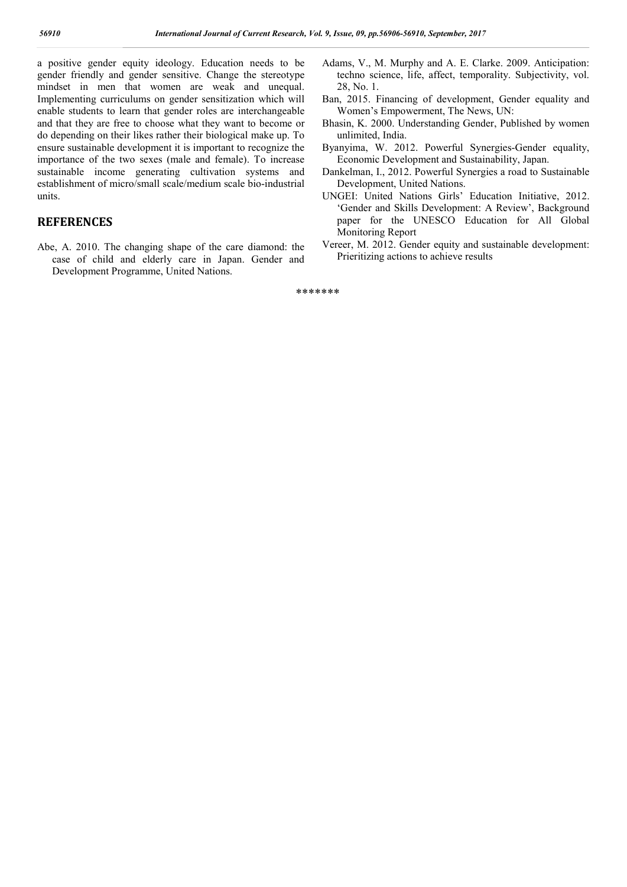a positive gender equity ideology. Education needs to be gender friendly and gender sensitive. Change the stereotype mindset in men that women are weak and unequal. Implementing curriculums on gender sensitization which will enable students to learn that gender roles are interchangeable and that they are free to choose what they want to become or do depending on their likes rather their biological make up. To ensure sustainable development it is important to recognize the importance of the two sexes (male and female). To increase sustainable income generating cultivation systems and establishment of micro/small scale/medium scale bio-industrial units.

## REFERENCES

Abe, A. 2010. The changing shape of the care diamond: the case of child and elderly care in Japan. Gender and Development Programme, United Nations.

Adams, V., M. Murphy and A. E. Clarke. 2009. Anticipation: techno science, life, affect, temporality. Subjectivity, vol. 28, No. 1.

Ban, 2015. Financing of development, Gender equality and Women's Empowerment, The News, UN:

Bhasin, K. 2000. Understanding Gender, Published by women unlimited, India.

Byanyima, W. 2012. Powerful Synergies-Gender equality, Economic Development and Sustainability, Japan.

Dankelman, I., 2012. Powerful Synergies a road to Sustainable Development, United Nations.

UNGEI: United Nations Girls' Education Initiative, 2012. 'Gender and Skills Development: A Review', Background paper for the UNESCO Education for All Global Monitoring Report

Vereer, M. 2012. Gender equity and sustainable development: Prieritizing actions to achieve results

*******